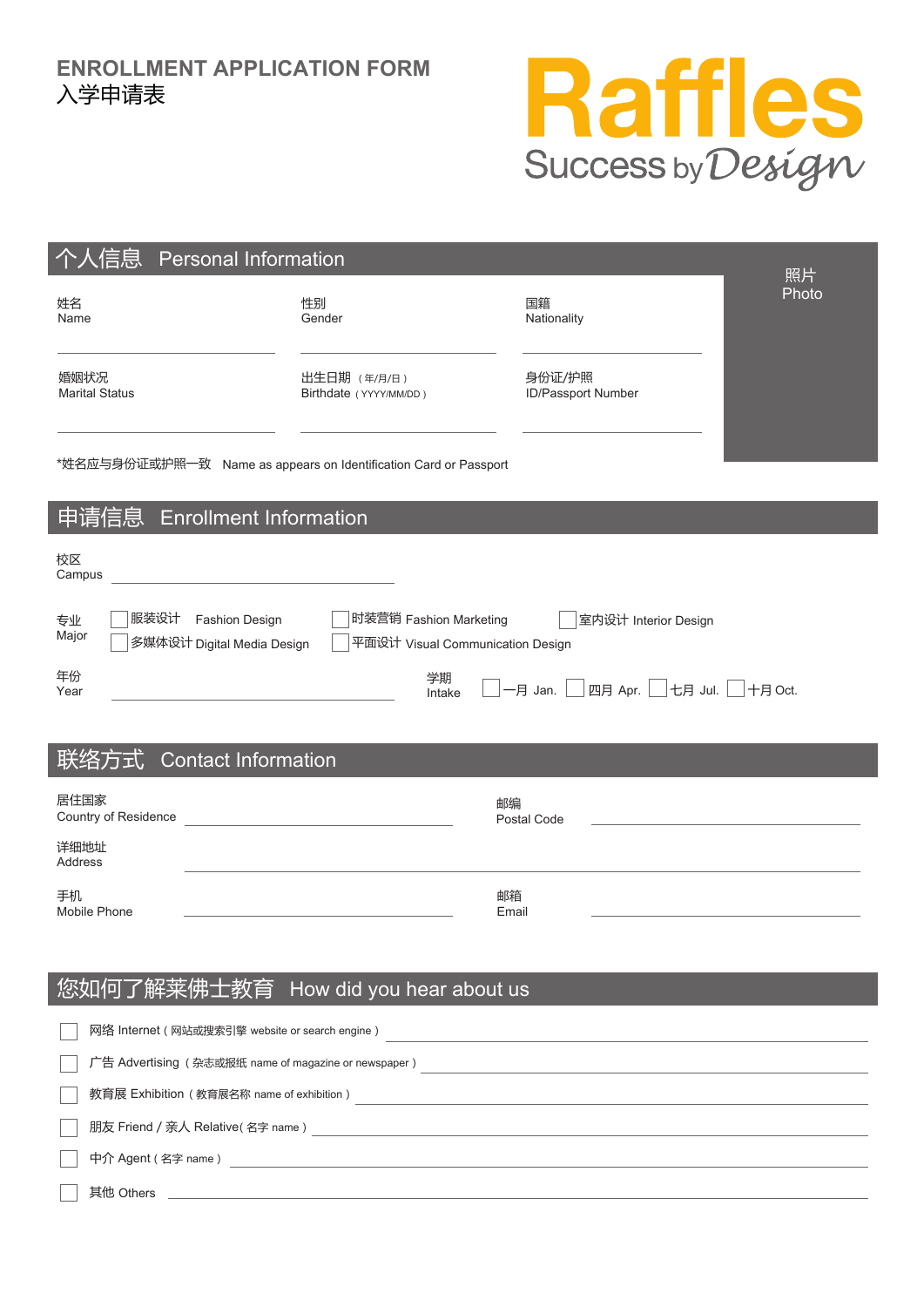# ENROLLMENT APPLICATION FORM
入学申请表

Raffles
Success by Design

## 个人信息 Personal Information

照片
Photo

| 姓名 Name | 性别 Gender | 国籍 Nationality |
|---|---|---|
| | | |
| 婚姻状况 Marital Status | 出生日期 （年/月/日） Birthdate（YYYY/MM/DD） | 身份证/护照 ID/Passport Number |
| | | |

*姓名应与身份证或护照一致 Name as appears on Identification Card or Passport

## 申请信息 Enrollment Information

校区
Campus ______________________

专业
Major

- ☐ 服装设计 Fashion Design
- ☐ 时装营销 Fashion Marketing
- ☐ 室内设计 Interior Design
- ☐ 多媒体设计 Digital Media Design
- ☐ 平面设计 Visual Communication Design

年份
Year ______________________

学期
Intake ☐ 一月 Jan. ☐ 四月 Apr. ☐ 七月 Jul. ☐ 十月 Oct.

## 联络方式 Contact Information

居住国家
Country of Residence ______________________

邮编
Postal Code ______________________

详细地址
Address ______________________

手机
Mobile Phone ______________________

邮箱
Email ______________________

## 您如何了解莱佛士教育 How did you hear about us

- ☐ 网络 Internet（网站或搜索引擎 website or search engine）______________________
- ☐ 广告 Advertising（杂志或报纸 name of magazine or newspaper）______________________
- ☐ 教育展 Exhibition（教育展名称 name of exhibition）______________________
- ☐ 朋友 Friend / 亲人 Relative(名字 name）______________________
- ☐ 中介 Agent（名字 name）______________________
- ☐ 其他 Others ______________________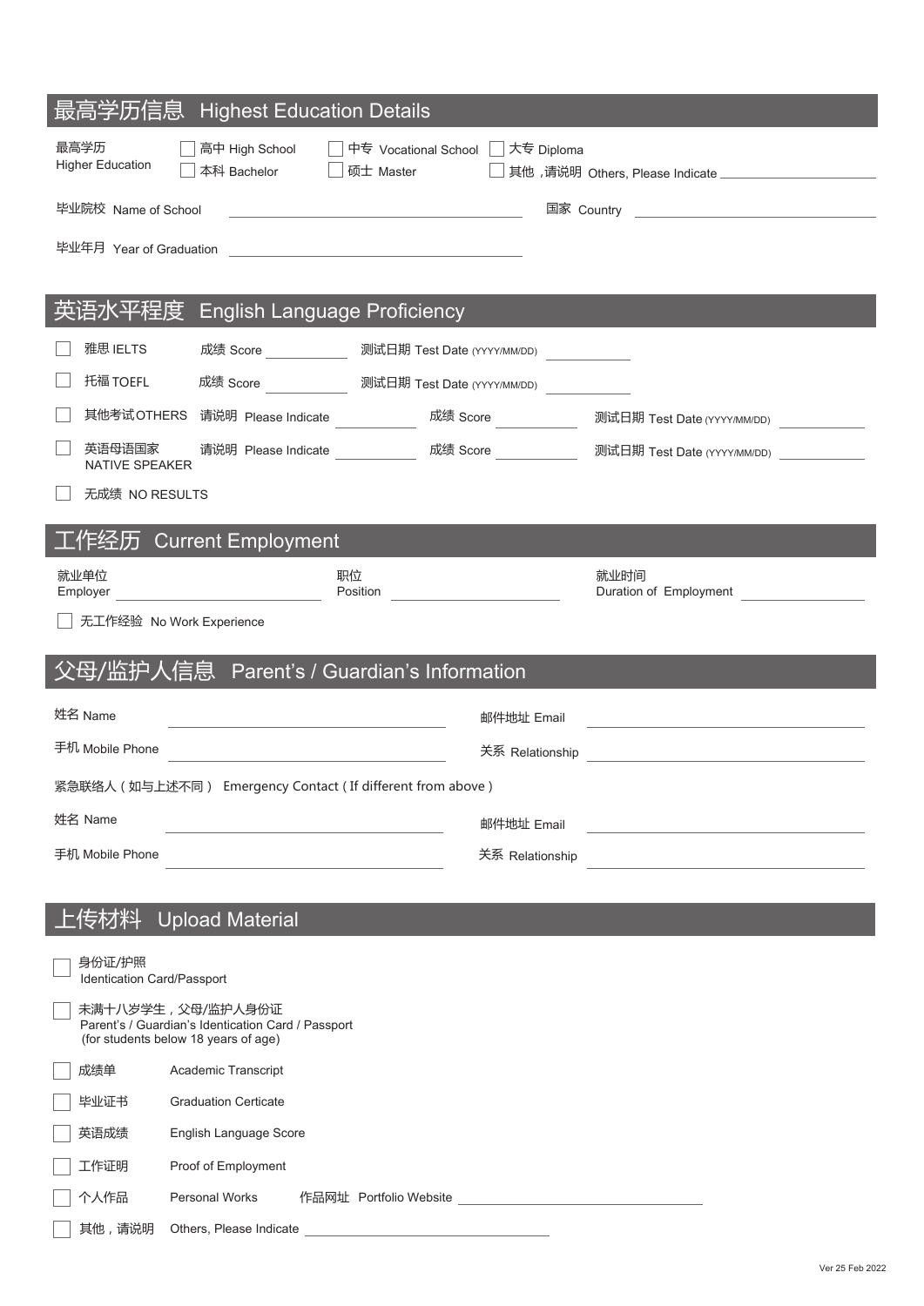## 最高学历信息 Highest Education Details

最高学历 Higher Education

☐ 高中 High School ☐ 中专 Vocational School ☐ 大专 Diploma
☐ 本科 Bachelor ☐ 硕士 Master ☐ 其他，请说明 Others, Please Indicate ____________

毕业院校 Name of School ____________ 国家 Country ____________

毕业年月 Year of Graduation ____________

## 英语水平程度 English Language Proficiency

☐ 雅思 IELTS 成绩 Score ________ 测试日期 Test Date (YYYY/MM/DD) ________

☐ 托福 TOEFL 成绩 Score ________ 测试日期 Test Date (YYYY/MM/DD) ________

☐ 其他考试OTHERS 请说明 Please Indicate ________ 成绩 Score ________ 测试日期 Test Date (YYYY/MM/DD) ________

☐ 英语母语国家 NATIVE SPEAKER 请说明 Please Indicate ________ 成绩 Score ________ 测试日期 Test Date (YYYY/MM/DD) ________

☐ 无成绩 NO RESULTS

## 工作经历 Current Employment

就业单位 Employer ____________ 职位 Position ____________ 就业时间 Duration of Employment ____________

☐ 无工作经验 No Work Experience

## 父母/监护人信息 Parent's / Guardian's Information

姓名 Name ____________ 邮件地址 Email ____________

手机 Mobile Phone ____________ 关系 Relationship ____________

紧急联络人（如与上述不同） Emergency Contact ( If different from above )

姓名 Name ____________ 邮件地址 Email ____________

手机 Mobile Phone ____________ 关系 Relationship ____________

## 上传材料 Upload Material

☐ 身份证/护照 Identication Card/Passport

☐ 未满十八岁学生，父母/监护人身份证 Parent's / Guardian's Identication Card / Passport (for students below 18 years of age)

☐ 成绩单 Academic Transcript

☐ 毕业证书 Graduation Certicate

☐ 英语成绩 English Language Score

☐ 工作证明 Proof of Employment

☐ 个人作品 Personal Works 作品网址 Portfolio Website ____________

☐ 其他，请说明 Others, Please Indicate ____________

Ver 25 Feb 2022